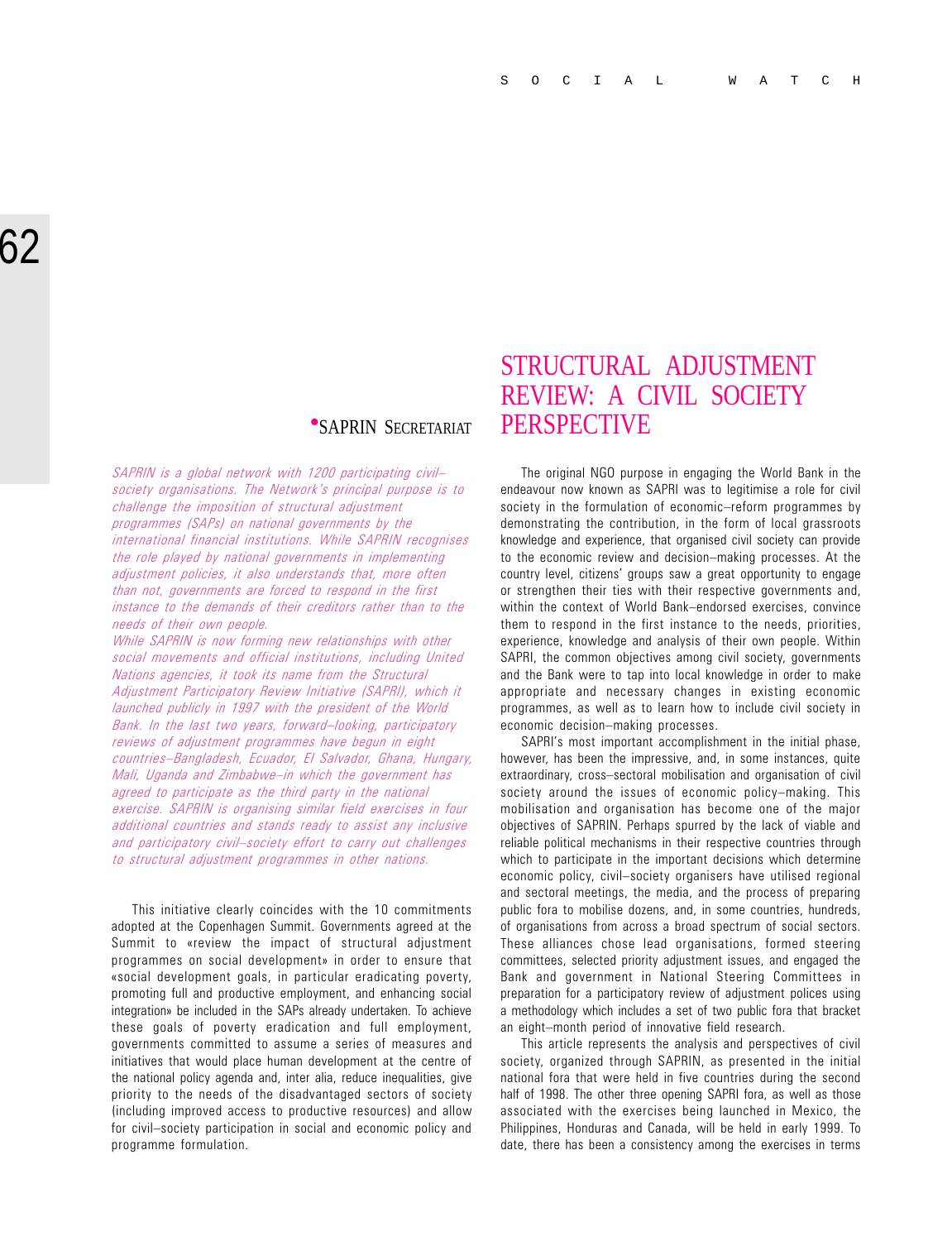# STRUCTURAL ADJUSTMENT REVIEW: A CIVIL SOCIETY PERSPECTIVE

•SAPRIN SECRETARIAT

*SAPRIN is a global network with 1200 participating civil–society organisations. The Network's principal purpose is to challenge the imposition of structural adjustment programmes (SAPs) on national governments by the international financial institutions. While SAPRIN recognises the role played by national governments in implementing adjustment policies, it also understands that, more often than not, governments are forced to respond in the first instance to the demands of their creditors rather than to the needs of their own people.*

*While SAPRIN is now forming new relationships with other social movements and official institutions, including United Nations agencies, it took its name from the Structural Adjustment Participatory Review Initiative (SAPRI), which it launched publicly in 1997 with the president of the World Bank. In the last two years, forward–looking, participatory reviews of adjustment programmes have begun in eight countries–Bangladesh, Ecuador, El Salvador, Ghana, Hungary, Mali, Uganda and Zimbabwe–in which the government has agreed to participate as the third party in the national exercise. SAPRIN is organising similar field exercises in four additional countries and stands ready to assist any inclusive and participatory civil–society effort to carry out challenges to structural adjustment programmes in other nations.*

This initiative clearly coincides with the 10 commitments adopted at the Copenhagen Summit. Governments agreed at the Summit to «review the impact of structural adjustment programmes on social development» in order to ensure that «social development goals, in particular eradicating poverty, promoting full and productive employment, and enhancing social integration» be included in the SAPs already undertaken. To achieve these goals of poverty eradication and full employment, governments committed to assume a series of measures and initiatives that would place human development at the centre of the national policy agenda and, inter alia, reduce inequalities, give priority to the needs of the disadvantaged sectors of society (including improved access to productive resources) and allow for civil–society participation in social and economic policy and programme formulation.

The original NGO purpose in engaging the World Bank in the endeavour now known as SAPRI was to legitimise a role for civil society in the formulation of economic–reform programmes by demonstrating the contribution, in the form of local grassroots knowledge and experience, that organised civil society can provide to the economic review and decision–making processes. At the country level, citizens' groups saw a great opportunity to engage or strengthen their ties with their respective governments and, within the context of World Bank–endorsed exercises, convince them to respond in the first instance to the needs, priorities, experience, knowledge and analysis of their own people. Within SAPRI, the common objectives among civil society, governments and the Bank were to tap into local knowledge in order to make appropriate and necessary changes in existing economic programmes, as well as to learn how to include civil society in economic decision–making processes.

SAPRI's most important accomplishment in the initial phase, however, has been the impressive, and, in some instances, quite extraordinary, cross–sectoral mobilisation and organisation of civil society around the issues of economic policy–making. This mobilisation and organisation has become one of the major objectives of SAPRIN. Perhaps spurred by the lack of viable and reliable political mechanisms in their respective countries through which to participate in the important decisions which determine economic policy, civil–society organisers have utilised regional and sectoral meetings, the media, and the process of preparing public fora to mobilise dozens, and, in some countries, hundreds, of organisations from across a broad spectrum of social sectors. These alliances chose lead organisations, formed steering committees, selected priority adjustment issues, and engaged the Bank and government in National Steering Committees in preparation for a participatory review of adjustment polices using a methodology which includes a set of two public fora that bracket an eight–month period of innovative field research.

This article represents the analysis and perspectives of civil society, organized through SAPRIN, as presented in the initial national fora that were held in five countries during the second half of 1998. The other three opening SAPRI fora, as well as those associated with the exercises being launched in Mexico, the Philippines, Honduras and Canada, will be held in early 1999. To date, there has been a consistency among the exercises in terms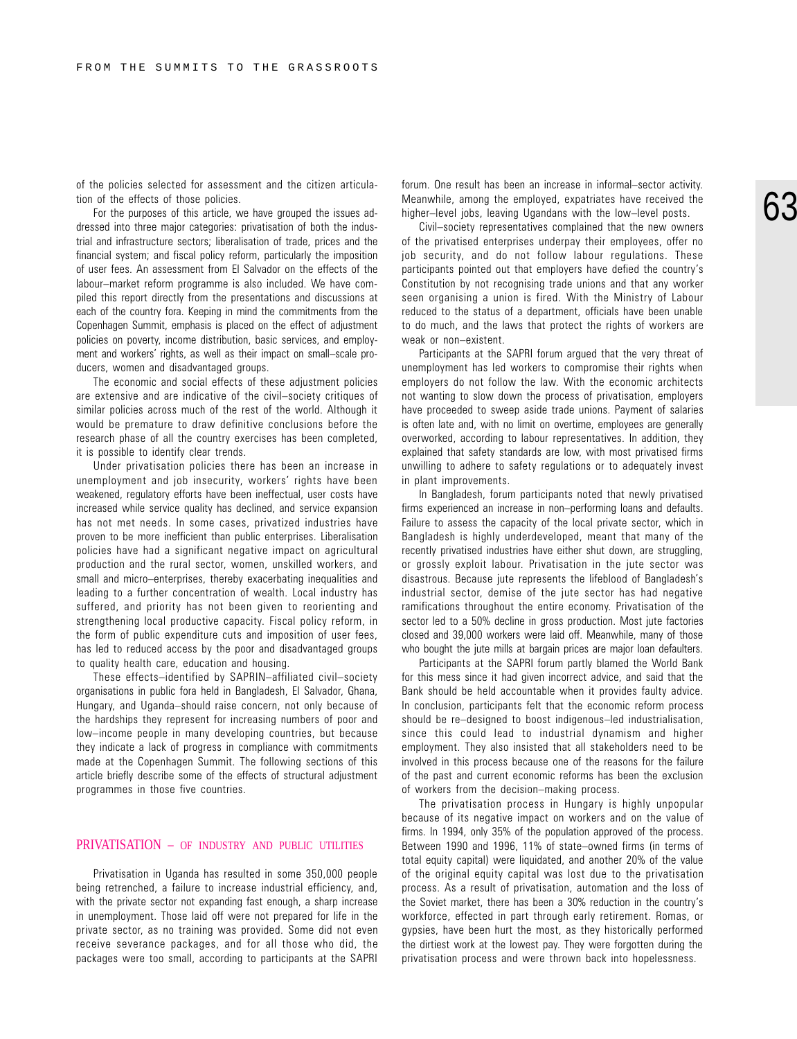of the policies selected for assessment and the citizen articulation of the effects of those policies.

For the purposes of this article, we have grouped the issues addressed into three major categories: privatisation of both the industrial and infrastructure sectors; liberalisation of trade, prices and the financial system; and fiscal policy reform, particularly the imposition of user fees. An assessment from El Salvador on the effects of the labour–market reform programme is also included. We have compiled this report directly from the presentations and discussions at each of the country fora. Keeping in mind the commitments from the Copenhagen Summit, emphasis is placed on the effect of adjustment policies on poverty, income distribution, basic services, and employment and workers' rights, as well as their impact on small–scale producers, women and disadvantaged groups.

The economic and social effects of these adjustment policies are extensive and are indicative of the civil–society critiques of similar policies across much of the rest of the world. Although it would be premature to draw definitive conclusions before the research phase of all the country exercises has been completed, it is possible to identify clear trends.

Under privatisation policies there has been an increase in unemployment and job insecurity, workers' rights have been weakened, regulatory efforts have been ineffectual, user costs have increased while service quality has declined, and service expansion has not met needs. In some cases, privatized industries have proven to be more inefficient than public enterprises. Liberalisation policies have had a significant negative impact on agricultural production and the rural sector, women, unskilled workers, and small and micro–enterprises, thereby exacerbating inequalities and leading to a further concentration of wealth. Local industry has suffered, and priority has not been given to reorienting and strengthening local productive capacity. Fiscal policy reform, in the form of public expenditure cuts and imposition of user fees, has led to reduced access by the poor and disadvantaged groups to quality health care, education and housing.

These effects–identified by SAPRIN–affiliated civil–society organisations in public fora held in Bangladesh, El Salvador, Ghana, Hungary, and Uganda–should raise concern, not only because of the hardships they represent for increasing numbers of poor and low–income people in many developing countries, but because they indicate a lack of progress in compliance with commitments made at the Copenhagen Summit. The following sections of this article briefly describe some of the effects of structural adjustment programmes in those five countries.

## PRIVATISATION – OF INDUSTRY AND PUBLIC UTILITIES

Privatisation in Uganda has resulted in some 350,000 people being retrenched, a failure to increase industrial efficiency, and, with the private sector not expanding fast enough, a sharp increase in unemployment. Those laid off were not prepared for life in the private sector, as no training was provided. Some did not even receive severance packages, and for all those who did, the packages were too small, according to participants at the SAPRI forum. One result has been an increase in informal–sector activity. Meanwhile, among the employed, expatriates have received the higher–level jobs, leaving Ugandans with the low–level posts.

Civil–society representatives complained that the new owners of the privatised enterprises underpay their employees, offer no job security, and do not follow labour regulations. These participants pointed out that employers have defied the country's Constitution by not recognising trade unions and that any worker seen organising a union is fired. With the Ministry of Labour reduced to the status of a department, officials have been unable to do much, and the laws that protect the rights of workers are weak or non–existent.

Participants at the SAPRI forum argued that the very threat of unemployment has led workers to compromise their rights when employers do not follow the law. With the economic architects not wanting to slow down the process of privatisation, employers have proceeded to sweep aside trade unions. Payment of salaries is often late and, with no limit on overtime, employees are generally overworked, according to labour representatives. In addition, they explained that safety standards are low, with most privatised firms unwilling to adhere to safety regulations or to adequately invest in plant improvements.

In Bangladesh, forum participants noted that newly privatised firms experienced an increase in non–performing loans and defaults. Failure to assess the capacity of the local private sector, which in Bangladesh is highly underdeveloped, meant that many of the recently privatised industries have either shut down, are struggling, or grossly exploit labour. Privatisation in the jute sector was disastrous. Because jute represents the lifeblood of Bangladesh's industrial sector, demise of the jute sector has had negative ramifications throughout the entire economy. Privatisation of the sector led to a 50% decline in gross production. Most jute factories closed and 39,000 workers were laid off. Meanwhile, many of those who bought the jute mills at bargain prices are major loan defaulters.

Participants at the SAPRI forum partly blamed the World Bank for this mess since it had given incorrect advice, and said that the Bank should be held accountable when it provides faulty advice. In conclusion, participants felt that the economic reform process should be re–designed to boost indigenous–led industrialisation, since this could lead to industrial dynamism and higher employment. They also insisted that all stakeholders need to be involved in this process because one of the reasons for the failure of the past and current economic reforms has been the exclusion of workers from the decision–making process.

The privatisation process in Hungary is highly unpopular because of its negative impact on workers and on the value of firms. In 1994, only 35% of the population approved of the process. Between 1990 and 1996, 11% of state–owned firms (in terms of total equity capital) were liquidated, and another 20% of the value of the original equity capital was lost due to the privatisation process. As a result of privatisation, automation and the loss of the Soviet market, there has been a 30% reduction in the country's workforce, effected in part through early retirement. Romas, or gypsies, have been hurt the most, as they historically performed the dirtiest work at the lowest pay. They were forgotten during the privatisation process and were thrown back into hopelessness.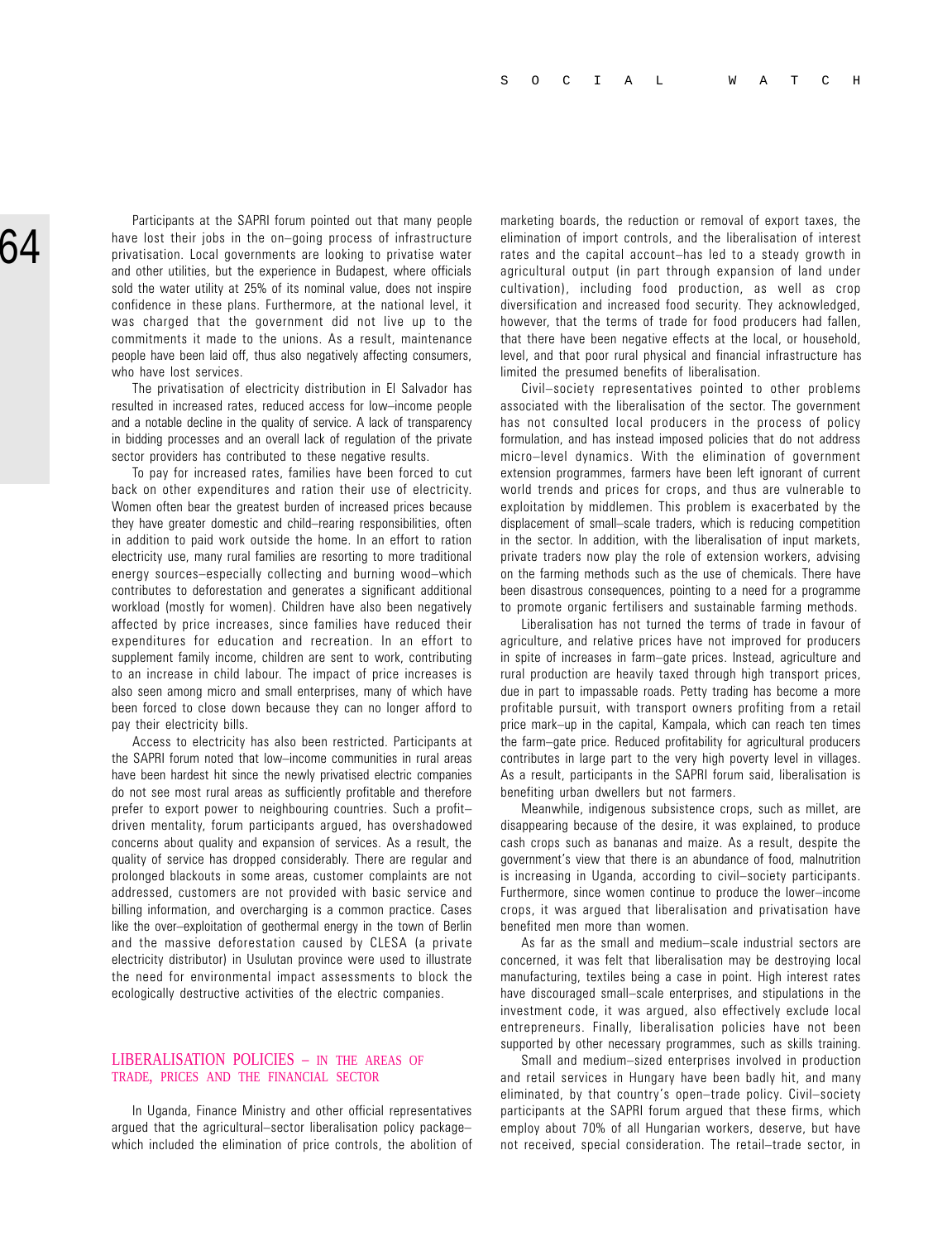Participants at the SAPRI forum pointed out that many people have lost their jobs in the on–going process of infrastructure privatisation. Local governments are looking to privatise water and other utilities, but the experience in Budapest, where officials sold the water utility at 25% of its nominal value, does not inspire confidence in these plans. Furthermore, at the national level, it was charged that the government did not live up to the commitments it made to the unions. As a result, maintenance people have been laid off, thus also negatively affecting consumers, who have lost services.

The privatisation of electricity distribution in El Salvador has resulted in increased rates, reduced access for low–income people and a notable decline in the quality of service. A lack of transparency in bidding processes and an overall lack of regulation of the private sector providers has contributed to these negative results.

To pay for increased rates, families have been forced to cut back on other expenditures and ration their use of electricity. Women often bear the greatest burden of increased prices because they have greater domestic and child–rearing responsibilities, often in addition to paid work outside the home. In an effort to ration electricity use, many rural families are resorting to more traditional energy sources–especially collecting and burning wood–which contributes to deforestation and generates a significant additional workload (mostly for women). Children have also been negatively affected by price increases, since families have reduced their expenditures for education and recreation. In an effort to supplement family income, children are sent to work, contributing to an increase in child labour. The impact of price increases is also seen among micro and small enterprises, many of which have been forced to close down because they can no longer afford to pay their electricity bills.

Access to electricity has also been restricted. Participants at the SAPRI forum noted that low–income communities in rural areas have been hardest hit since the newly privatised electric companies do not see most rural areas as sufficiently profitable and therefore prefer to export power to neighbouring countries. Such a profit–driven mentality, forum participants argued, has overshadowed concerns about quality and expansion of services. As a result, the quality of service has dropped considerably. There are regular and prolonged blackouts in some areas, customer complaints are not addressed, customers are not provided with basic service and billing information, and overcharging is a common practice. Cases like the over–exploitation of geothermal energy in the town of Berlin and the massive deforestation caused by CLESA (a private electricity distributor) in Usulutan province were used to illustrate the need for environmental impact assessments to block the ecologically destructive activities of the electric companies.

## LIBERALISATION POLICIES – IN THE AREAS OF TRADE, PRICES AND THE FINANCIAL SECTOR

In Uganda, Finance Ministry and other official representatives argued that the agricultural–sector liberalisation policy package–which included the elimination of price controls, the abolition of marketing boards, the reduction or removal of export taxes, the elimination of import controls, and the liberalisation of interest rates and the capital account–has led to a steady growth in agricultural output (in part through expansion of land under cultivation), including food production, as well as crop diversification and increased food security. They acknowledged, however, that the terms of trade for food producers had fallen, that there have been negative effects at the local, or household, level, and that poor rural physical and financial infrastructure has limited the presumed benefits of liberalisation.

Civil–society representatives pointed to other problems associated with the liberalisation of the sector. The government has not consulted local producers in the process of policy formulation, and has instead imposed policies that do not address micro–level dynamics. With the elimination of government extension programmes, farmers have been left ignorant of current world trends and prices for crops, and thus are vulnerable to exploitation by middlemen. This problem is exacerbated by the displacement of small–scale traders, which is reducing competition in the sector. In addition, with the liberalisation of input markets, private traders now play the role of extension workers, advising on the farming methods such as the use of chemicals. There have been disastrous consequences, pointing to a need for a programme to promote organic fertilisers and sustainable farming methods.

Liberalisation has not turned the terms of trade in favour of agriculture, and relative prices have not improved for producers in spite of increases in farm–gate prices. Instead, agriculture and rural production are heavily taxed through high transport prices, due in part to impassable roads. Petty trading has become a more profitable pursuit, with transport owners profiting from a retail price mark–up in the capital, Kampala, which can reach ten times the farm–gate price. Reduced profitability for agricultural producers contributes in large part to the very high poverty level in villages. As a result, participants in the SAPRI forum said, liberalisation is benefiting urban dwellers but not farmers.

Meanwhile, indigenous subsistence crops, such as millet, are disappearing because of the desire, it was explained, to produce cash crops such as bananas and maize. As a result, despite the government's view that there is an abundance of food, malnutrition is increasing in Uganda, according to civil–society participants. Furthermore, since women continue to produce the lower–income crops, it was argued that liberalisation and privatisation have benefited men more than women.

As far as the small and medium–scale industrial sectors are concerned, it was felt that liberalisation may be destroying local manufacturing, textiles being a case in point. High interest rates have discouraged small–scale enterprises, and stipulations in the investment code, it was argued, also effectively exclude local entrepreneurs. Finally, liberalisation policies have not been supported by other necessary programmes, such as skills training.

Small and medium–sized enterprises involved in production and retail services in Hungary have been badly hit, and many eliminated, by that country's open–trade policy. Civil–society participants at the SAPRI forum argued that these firms, which employ about 70% of all Hungarian workers, deserve, but have not received, special consideration. The retail–trade sector, in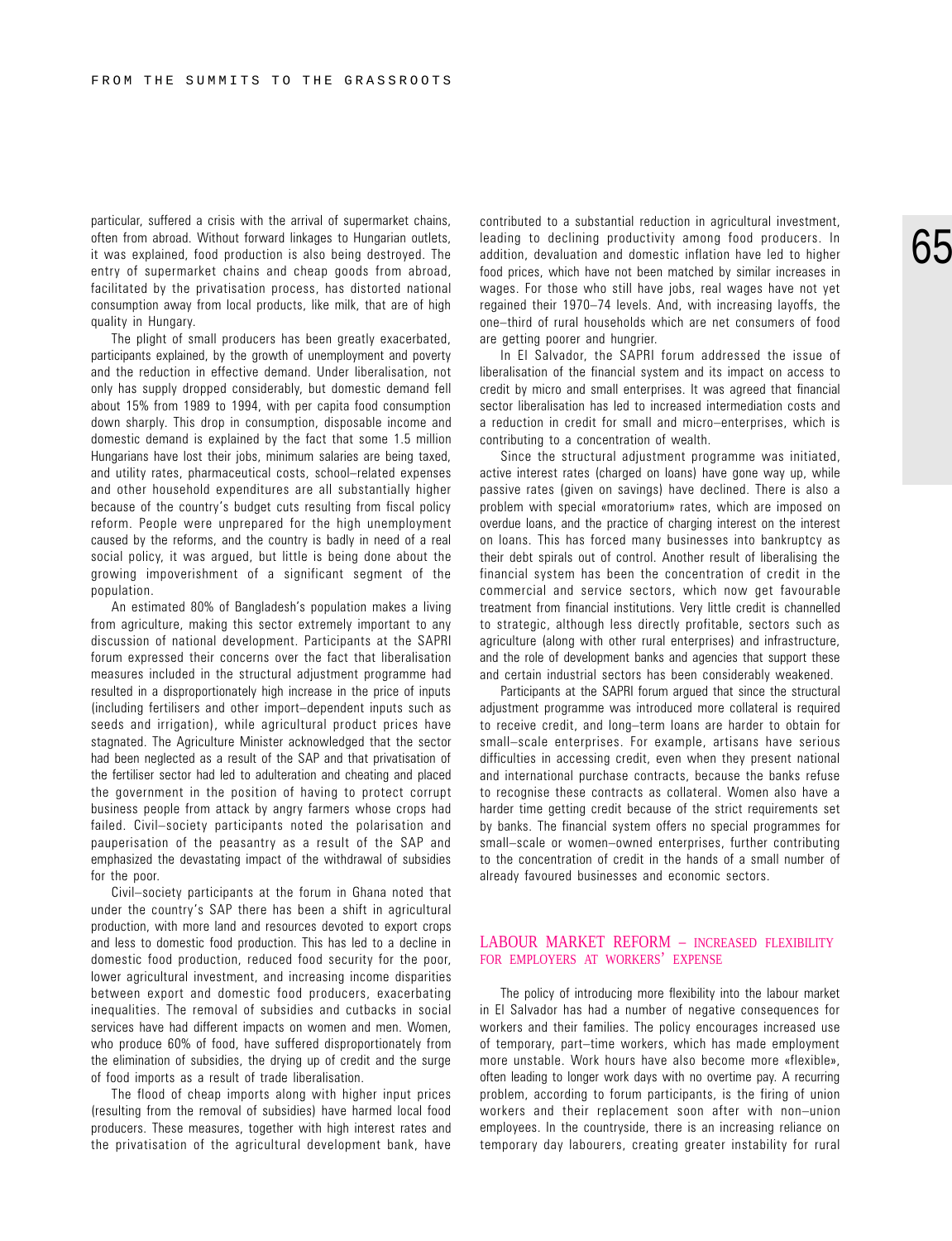particular, suffered a crisis with the arrival of supermarket chains, often from abroad. Without forward linkages to Hungarian outlets, it was explained, food production is also being destroyed. The entry of supermarket chains and cheap goods from abroad, facilitated by the privatisation process, has distorted national consumption away from local products, like milk, that are of high quality in Hungary.

The plight of small producers has been greatly exacerbated, participants explained, by the growth of unemployment and poverty and the reduction in effective demand. Under liberalisation, not only has supply dropped considerably, but domestic demand fell about 15% from 1989 to 1994, with per capita food consumption down sharply. This drop in consumption, disposable income and domestic demand is explained by the fact that some 1.5 million Hungarians have lost their jobs, minimum salaries are being taxed, and utility rates, pharmaceutical costs, school–related expenses and other household expenditures are all substantially higher because of the country's budget cuts resulting from fiscal policy reform. People were unprepared for the high unemployment caused by the reforms, and the country is badly in need of a real social policy, it was argued, but little is being done about the growing impoverishment of a significant segment of the population.

An estimated 80% of Bangladesh's population makes a living from agriculture, making this sector extremely important to any discussion of national development. Participants at the SAPRI forum expressed their concerns over the fact that liberalisation measures included in the structural adjustment programme had resulted in a disproportionately high increase in the price of inputs (including fertilisers and other import–dependent inputs such as seeds and irrigation), while agricultural product prices have stagnated. The Agriculture Minister acknowledged that the sector had been neglected as a result of the SAP and that privatisation of the fertiliser sector had led to adulteration and cheating and placed the government in the position of having to protect corrupt business people from attack by angry farmers whose crops had failed. Civil–society participants noted the polarisation and pauperisation of the peasantry as a result of the SAP and emphasized the devastating impact of the withdrawal of subsidies for the poor.

Civil–society participants at the forum in Ghana noted that under the country's SAP there has been a shift in agricultural production, with more land and resources devoted to export crops and less to domestic food production. This has led to a decline in domestic food production, reduced food security for the poor, lower agricultural investment, and increasing income disparities between export and domestic food producers, exacerbating inequalities. The removal of subsidies and cutbacks in social services have had different impacts on women and men. Women, who produce 60% of food, have suffered disproportionately from the elimination of subsidies, the drying up of credit and the surge of food imports as a result of trade liberalisation.

The flood of cheap imports along with higher input prices (resulting from the removal of subsidies) have harmed local food producers. These measures, together with high interest rates and the privatisation of the agricultural development bank, have contributed to a substantial reduction in agricultural investment, leading to declining productivity among food producers. In addition, devaluation and domestic inflation have led to higher food prices, which have not been matched by similar increases in wages. For those who still have jobs, real wages have not yet regained their 1970–74 levels. And, with increasing layoffs, the one–third of rural households which are net consumers of food are getting poorer and hungrier.

In El Salvador, the SAPRI forum addressed the issue of liberalisation of the financial system and its impact on access to credit by micro and small enterprises. It was agreed that financial sector liberalisation has led to increased intermediation costs and a reduction in credit for small and micro–enterprises, which is contributing to a concentration of wealth.

Since the structural adjustment programme was initiated, active interest rates (charged on loans) have gone way up, while passive rates (given on savings) have declined. There is also a problem with special «moratorium» rates, which are imposed on overdue loans, and the practice of charging interest on the interest on loans. This has forced many businesses into bankruptcy as their debt spirals out of control. Another result of liberalising the financial system has been the concentration of credit in the commercial and service sectors, which now get favourable treatment from financial institutions. Very little credit is channelled to strategic, although less directly profitable, sectors such as agriculture (along with other rural enterprises) and infrastructure, and the role of development banks and agencies that support these and certain industrial sectors has been considerably weakened.

Participants at the SAPRI forum argued that since the structural adjustment programme was introduced more collateral is required to receive credit, and long–term loans are harder to obtain for small–scale enterprises. For example, artisans have serious difficulties in accessing credit, even when they present national and international purchase contracts, because the banks refuse to recognise these contracts as collateral. Women also have a harder time getting credit because of the strict requirements set by banks. The financial system offers no special programmes for small–scale or women–owned enterprises, further contributing to the concentration of credit in the hands of a small number of already favoured businesses and economic sectors.

## LABOUR MARKET REFORM – INCREASED FLEXIBILITY FOR EMPLOYERS AT WORKERS' EXPENSE

The policy of introducing more flexibility into the labour market in El Salvador has had a number of negative consequences for workers and their families. The policy encourages increased use of temporary, part–time workers, which has made employment more unstable. Work hours have also become more «flexible», often leading to longer work days with no overtime pay. A recurring problem, according to forum participants, is the firing of union workers and their replacement soon after with non–union employees. In the countryside, there is an increasing reliance on temporary day labourers, creating greater instability for rural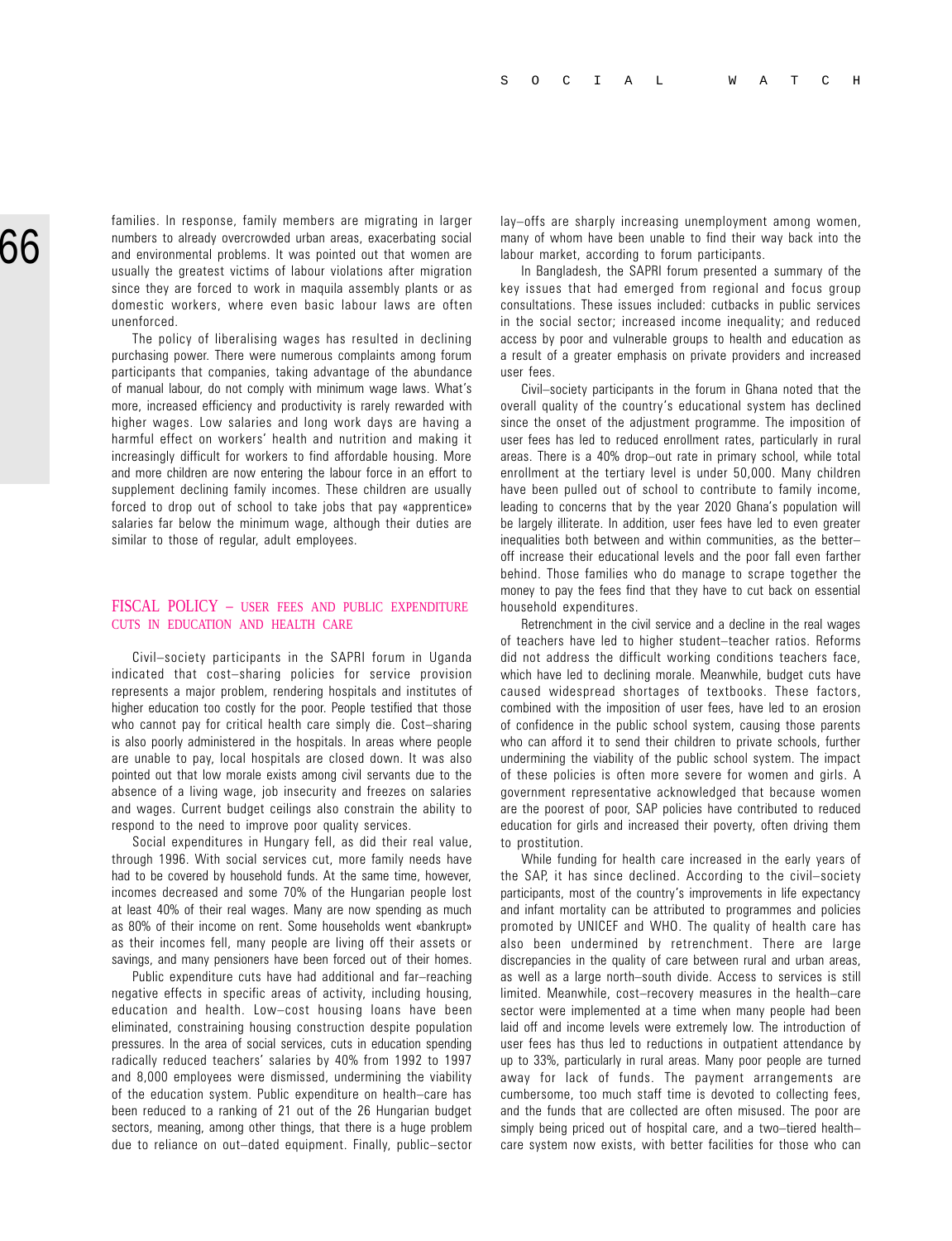families. In response, family members are migrating in larger numbers to already overcrowded urban areas, exacerbating social and environmental problems. It was pointed out that women are usually the greatest victims of labour violations after migration since they are forced to work in maquila assembly plants or as domestic workers, where even basic labour laws are often unenforced.

The policy of liberalising wages has resulted in declining purchasing power. There were numerous complaints among forum participants that companies, taking advantage of the abundance of manual labour, do not comply with minimum wage laws. What's more, increased efficiency and productivity is rarely rewarded with higher wages. Low salaries and long work days are having a harmful effect on workers' health and nutrition and making it increasingly difficult for workers to find affordable housing. More and more children are now entering the labour force in an effort to supplement declining family incomes. These children are usually forced to drop out of school to take jobs that pay «apprentice» salaries far below the minimum wage, although their duties are similar to those of regular, adult employees.

## FISCAL POLICY – USER FEES AND PUBLIC EXPENDITURE CUTS IN EDUCATION AND HEALTH CARE

Civil–society participants in the SAPRI forum in Uganda indicated that cost–sharing policies for service provision represents a major problem, rendering hospitals and institutes of higher education too costly for the poor. People testified that those who cannot pay for critical health care simply die. Cost–sharing is also poorly administered in the hospitals. In areas where people are unable to pay, local hospitals are closed down. It was also pointed out that low morale exists among civil servants due to the absence of a living wage, job insecurity and freezes on salaries and wages. Current budget ceilings also constrain the ability to respond to the need to improve poor quality services.

Social expenditures in Hungary fell, as did their real value, through 1996. With social services cut, more family needs have had to be covered by household funds. At the same time, however, incomes decreased and some 70% of the Hungarian people lost at least 40% of their real wages. Many are now spending as much as 80% of their income on rent. Some households went «bankrupt» as their incomes fell, many people are living off their assets or savings, and many pensioners have been forced out of their homes.

Public expenditure cuts have had additional and far–reaching negative effects in specific areas of activity, including housing, education and health. Low–cost housing loans have been eliminated, constraining housing construction despite population pressures. In the area of social services, cuts in education spending radically reduced teachers' salaries by 40% from 1992 to 1997 and 8,000 employees were dismissed, undermining the viability of the education system. Public expenditure on health–care has been reduced to a ranking of 21 out of the 26 Hungarian budget sectors, meaning, among other things, that there is a huge problem due to reliance on out–dated equipment. Finally, public–sector lay–offs are sharply increasing unemployment among women, many of whom have been unable to find their way back into the labour market, according to forum participants.

In Bangladesh, the SAPRI forum presented a summary of the key issues that had emerged from regional and focus group consultations. These issues included: cutbacks in public services in the social sector; increased income inequality; and reduced access by poor and vulnerable groups to health and education as a result of a greater emphasis on private providers and increased user fees.

Civil–society participants in the forum in Ghana noted that the overall quality of the country's educational system has declined since the onset of the adjustment programme. The imposition of user fees has led to reduced enrollment rates, particularly in rural areas. There is a 40% drop–out rate in primary school, while total enrollment at the tertiary level is under 50,000. Many children have been pulled out of school to contribute to family income, leading to concerns that by the year 2020 Ghana's population will be largely illiterate. In addition, user fees have led to even greater inequalities both between and within communities, as the better–off increase their educational levels and the poor fall even farther behind. Those families who do manage to scrape together the money to pay the fees find that they have to cut back on essential household expenditures.

Retrenchment in the civil service and a decline in the real wages of teachers have led to higher student–teacher ratios. Reforms did not address the difficult working conditions teachers face, which have led to declining morale. Meanwhile, budget cuts have caused widespread shortages of textbooks. These factors, combined with the imposition of user fees, have led to an erosion of confidence in the public school system, causing those parents who can afford it to send their children to private schools, further undermining the viability of the public school system. The impact of these policies is often more severe for women and girls. A government representative acknowledged that because women are the poorest of poor, SAP policies have contributed to reduced education for girls and increased their poverty, often driving them to prostitution.

While funding for health care increased in the early years of the SAP, it has since declined. According to the civil–society participants, most of the country's improvements in life expectancy and infant mortality can be attributed to programmes and policies promoted by UNICEF and WHO. The quality of health care has also been undermined by retrenchment. There are large discrepancies in the quality of care between rural and urban areas, as well as a large north–south divide. Access to services is still limited. Meanwhile, cost–recovery measures in the health–care sector were implemented at a time when many people had been laid off and income levels were extremely low. The introduction of user fees has thus led to reductions in outpatient attendance by up to 33%, particularly in rural areas. Many poor people are turned away for lack of funds. The payment arrangements are cumbersome, too much staff time is devoted to collecting fees, and the funds that are collected are often misused. The poor are simply being priced out of hospital care, and a two–tiered health–care system now exists, with better facilities for those who can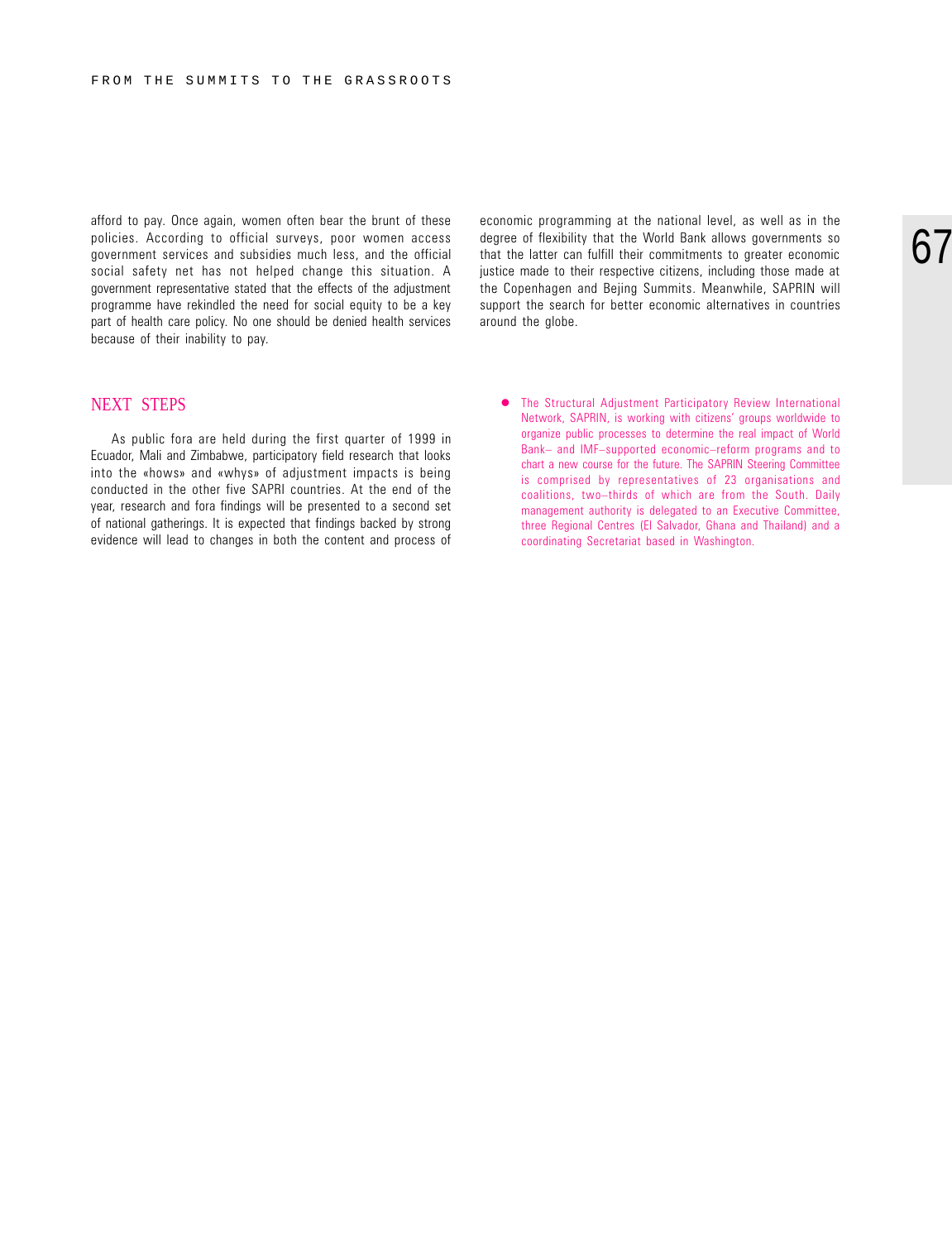afford to pay. Once again, women often bear the brunt of these policies. According to official surveys, poor women access government services and subsidies much less, and the official social safety net has not helped change this situation. A government representative stated that the effects of the adjustment programme have rekindled the need for social equity to be a key part of health care policy. No one should be denied health services because of their inability to pay.

## NEXT STEPS

As public fora are held during the first quarter of 1999 in Ecuador, Mali and Zimbabwe, participatory field research that looks into the «hows» and «whys» of adjustment impacts is being conducted in the other five SAPRI countries. At the end of the year, research and fora findings will be presented to a second set of national gatherings. It is expected that findings backed by strong evidence will lead to changes in both the content and process of economic programming at the national level, as well as in the degree of flexibility that the World Bank allows governments so that the latter can fulfill their commitments to greater economic justice made to their respective citizens, including those made at the Copenhagen and Bejing Summits. Meanwhile, SAPRIN will support the search for better economic alternatives in countries around the globe.

- The Structural Adjustment Participatory Review International Network, SAPRIN, is working with citizens' groups worldwide to organize public processes to determine the real impact of World Bank– and IMF–supported economic–reform programs and to chart a new course for the future. The SAPRIN Steering Committee is comprised by representatives of 23 organisations and coalitions, two–thirds of which are from the South. Daily management authority is delegated to an Executive Committee, three Regional Centres (El Salvador, Ghana and Thailand) and a coordinating Secretariat based in Washington.